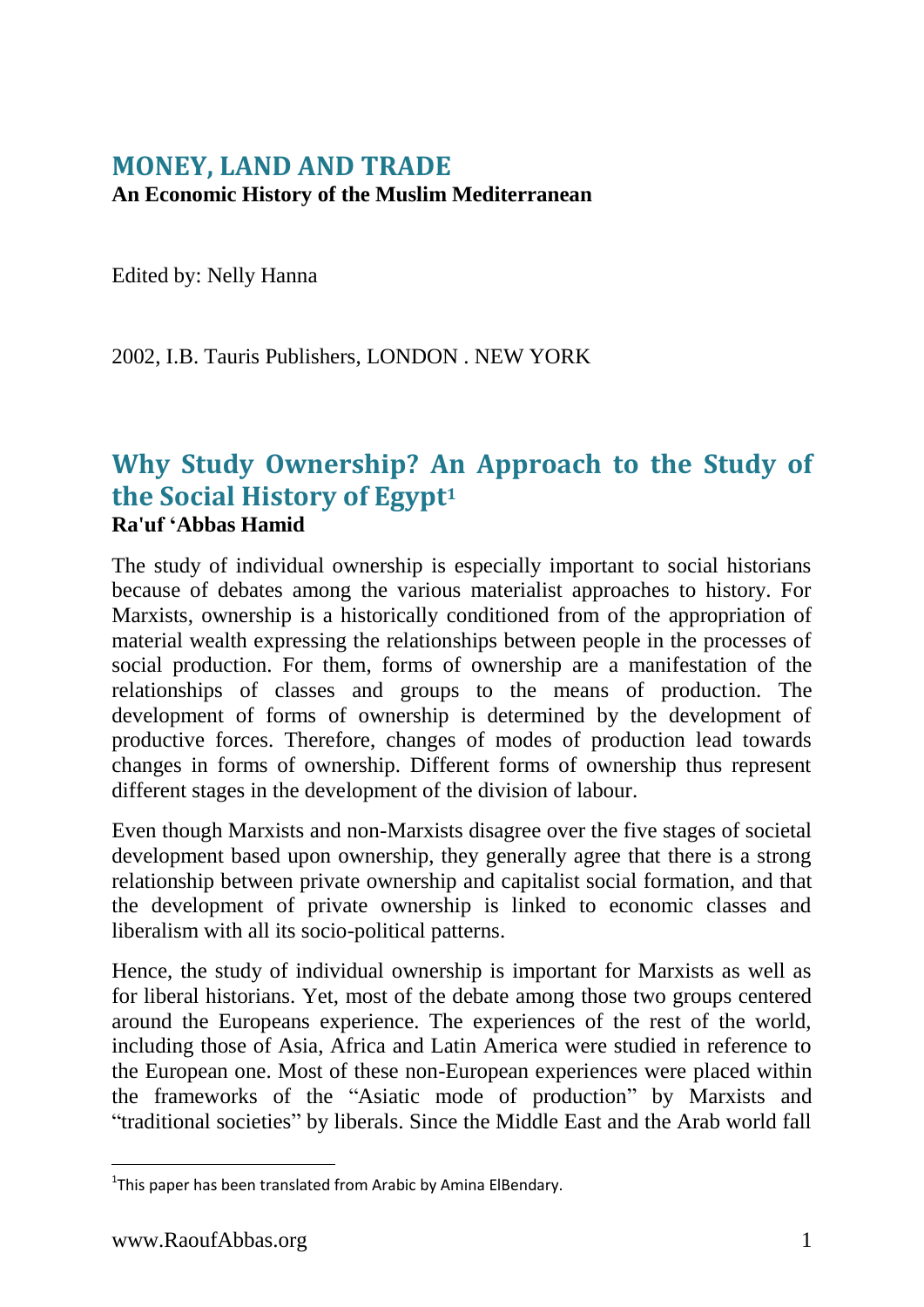# MONEY, LAND AND TRADE

**An Economic History of the Muslim Mediterranean**

Edited by: Nelly Hanna

2002, I.B. Tauris Publishers, LONDON . NEW YORK

## Why Study Ownership? An Approach to the Study of the Social History of Egypt[1]

**Ra'uf 'Abbas Hamid**

The study of individual ownership is especially important to social historians because of debates among the various materialist approaches to history. For Marxists, ownership is a historically conditioned from of the appropriation of material wealth expressing the relationships between people in the processes of social production. For them, forms of ownership are a manifestation of the relationships of classes and groups to the means of production. The development of forms of ownership is determined by the development of productive forces. Therefore, changes of modes of production lead towards changes in forms of ownership. Different forms of ownership thus represent different stages in the development of the division of labour.

Even though Marxists and non-Marxists disagree over the five stages of societal development based upon ownership, they generally agree that there is a strong relationship between private ownership and capitalist social formation, and that the development of private ownership is linked to economic classes and liberalism with all its socio-political patterns.

Hence, the study of individual ownership is important for Marxists as well as for liberal historians. Yet, most of the debate among those two groups centered around the Europeans experience. The experiences of the rest of the world, including those of Asia, Africa and Latin America were studied in reference to the European one. Most of these non-European experiences were placed within the frameworks of the "Asiatic mode of production" by Marxists and "traditional societies" by liberals. Since the Middle East and the Arab world fall

[1] This paper has been translated from Arabic by Amina ElBendary.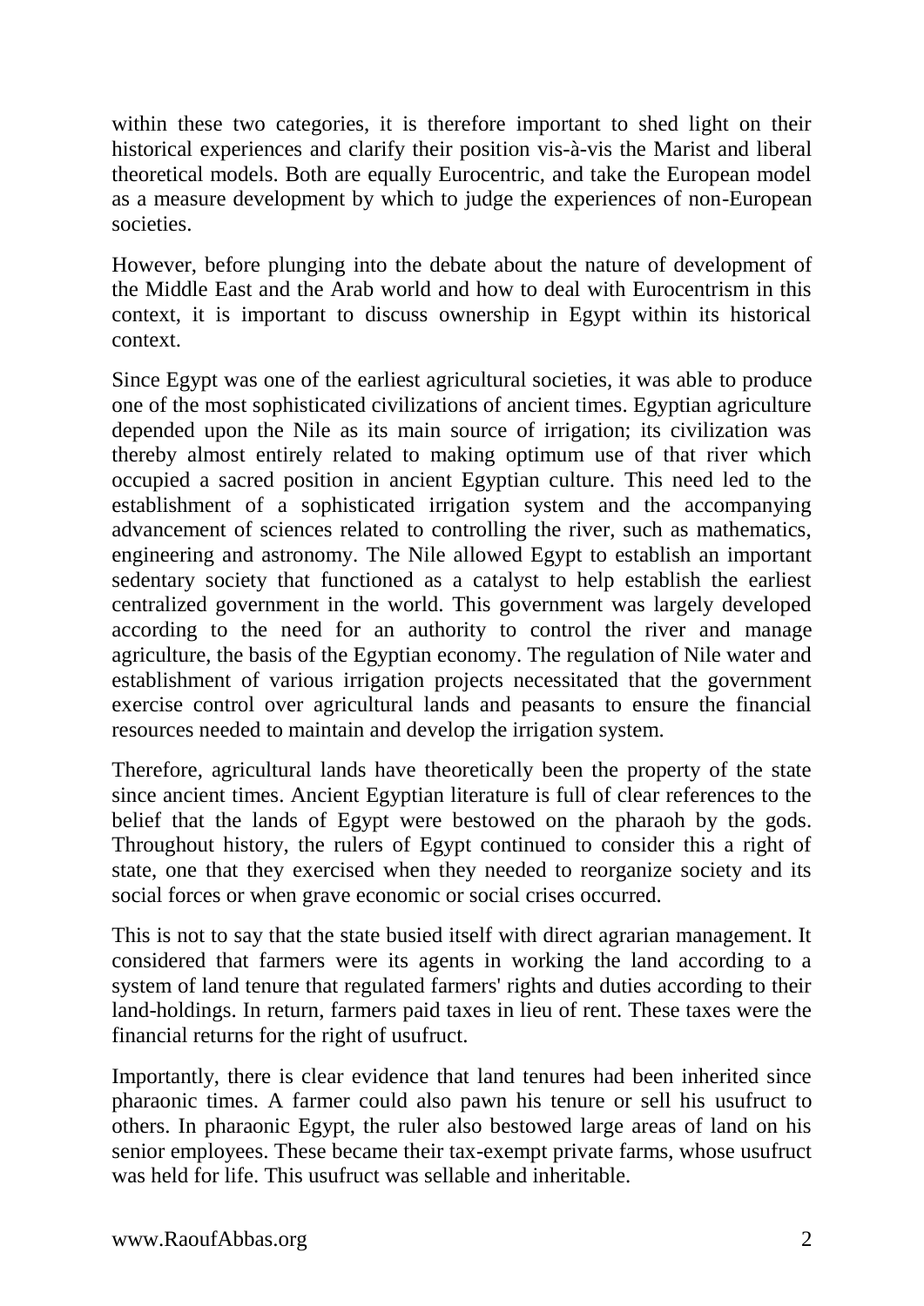within these two categories, it is therefore important to shed light on their historical experiences and clarify their position vis-à-vis the Marist and liberal theoretical models. Both are equally Eurocentric, and take the European model as a measure development by which to judge the experiences of non-European societies.

However, before plunging into the debate about the nature of development of the Middle East and the Arab world and how to deal with Eurocentrism in this context, it is important to discuss ownership in Egypt within its historical context.

Since Egypt was one of the earliest agricultural societies, it was able to produce one of the most sophisticated civilizations of ancient times. Egyptian agriculture depended upon the Nile as its main source of irrigation; its civilization was thereby almost entirely related to making optimum use of that river which occupied a sacred position in ancient Egyptian culture. This need led to the establishment of a sophisticated irrigation system and the accompanying advancement of sciences related to controlling the river, such as mathematics, engineering and astronomy. The Nile allowed Egypt to establish an important sedentary society that functioned as a catalyst to help establish the earliest centralized government in the world. This government was largely developed according to the need for an authority to control the river and manage agriculture, the basis of the Egyptian economy. The regulation of Nile water and establishment of various irrigation projects necessitated that the government exercise control over agricultural lands and peasants to ensure the financial resources needed to maintain and develop the irrigation system.

Therefore, agricultural lands have theoretically been the property of the state since ancient times. Ancient Egyptian literature is full of clear references to the belief that the lands of Egypt were bestowed on the pharaoh by the gods. Throughout history, the rulers of Egypt continued to consider this a right of state, one that they exercised when they needed to reorganize society and its social forces or when grave economic or social crises occurred.

This is not to say that the state busied itself with direct agrarian management. It considered that farmers were its agents in working the land according to a system of land tenure that regulated farmers' rights and duties according to their land-holdings. In return, farmers paid taxes in lieu of rent. These taxes were the financial returns for the right of usufruct.

Importantly, there is clear evidence that land tenures had been inherited since pharaonic times. A farmer could also pawn his tenure or sell his usufruct to others. In pharaonic Egypt, the ruler also bestowed large areas of land on his senior employees. These became their tax-exempt private farms, whose usufruct was held for life. This usufruct was sellable and inheritable.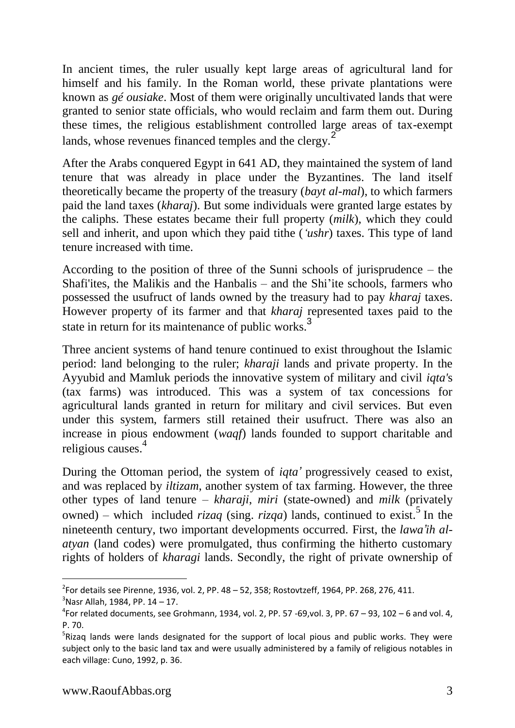In ancient times, the ruler usually kept large areas of agricultural land for himself and his family. In the Roman world, these private plantations were known as *gé ousiake*. Most of them were originally uncultivated lands that were granted to senior state officials, who would reclaim and farm them out. During these times, the religious establishment controlled large areas of tax-exempt lands, whose revenues financed temples and the clergy.[2]

After the Arabs conquered Egypt in 641 AD, they maintained the system of land tenure that was already in place under the Byzantines. The land itself theoretically became the property of the treasury (*bayt al-mal*), to which farmers paid the land taxes (*kharaj*). But some individuals were granted large estates by the caliphs. These estates became their full property (*milk*), which they could sell and inherit, and upon which they paid tithe (*'ushr*) taxes. This type of land tenure increased with time.

According to the position of three of the Sunni schools of jurisprudence – the Shafi'ites, the Malikis and the Hanbalis – and the Shi'ite schools, farmers who possessed the usufruct of lands owned by the treasury had to pay *kharaj* taxes. However property of its farmer and that *kharaj* represented taxes paid to the state in return for its maintenance of public works.[3]

Three ancient systems of hand tenure continued to exist throughout the Islamic period: land belonging to the ruler; *kharaji* lands and private property. In the Ayyubid and Mamluk periods the innovative system of military and civil *iqta'*s (tax farms) was introduced. This was a system of tax concessions for agricultural lands granted in return for military and civil services. But even under this system, farmers still retained their usufruct. There was also an increase in pious endowment (*waqf*) lands founded to support charitable and religious causes.[4]

During the Ottoman period, the system of *iqta'* progressively ceased to exist, and was replaced by *iltizam*, another system of tax farming. However, the three other types of land tenure – *kharaji*, *miri* (state-owned) and *milk* (privately owned) – which included *rizaq* (sing. *rizqa*) lands, continued to exist.[5] In the nineteenth century, two important developments occurred. First, the *lawa'ih al-atyan* (land codes) were promulgated, thus confirming the hitherto customary rights of holders of *kharagi* lands. Secondly, the right of private ownership of

---

[2] For details see Pirenne, 1936, vol. 2, PP. 48 – 52, 358; Rostovtzeff, 1964, PP. 268, 276, 411.

[3] Nasr Allah, 1984, PP. 14 – 17.

[4] For related documents, see Grohmann, 1934, vol. 2, PP. 57 -69,vol. 3, PP. 67 – 93, 102 – 6 and vol. 4, P. 70.

[5] Rizaq lands were lands designated for the support of local pious and public works. They were subject only to the basic land tax and were usually administered by a family of religious notables in each village: Cuno, 1992, p. 36.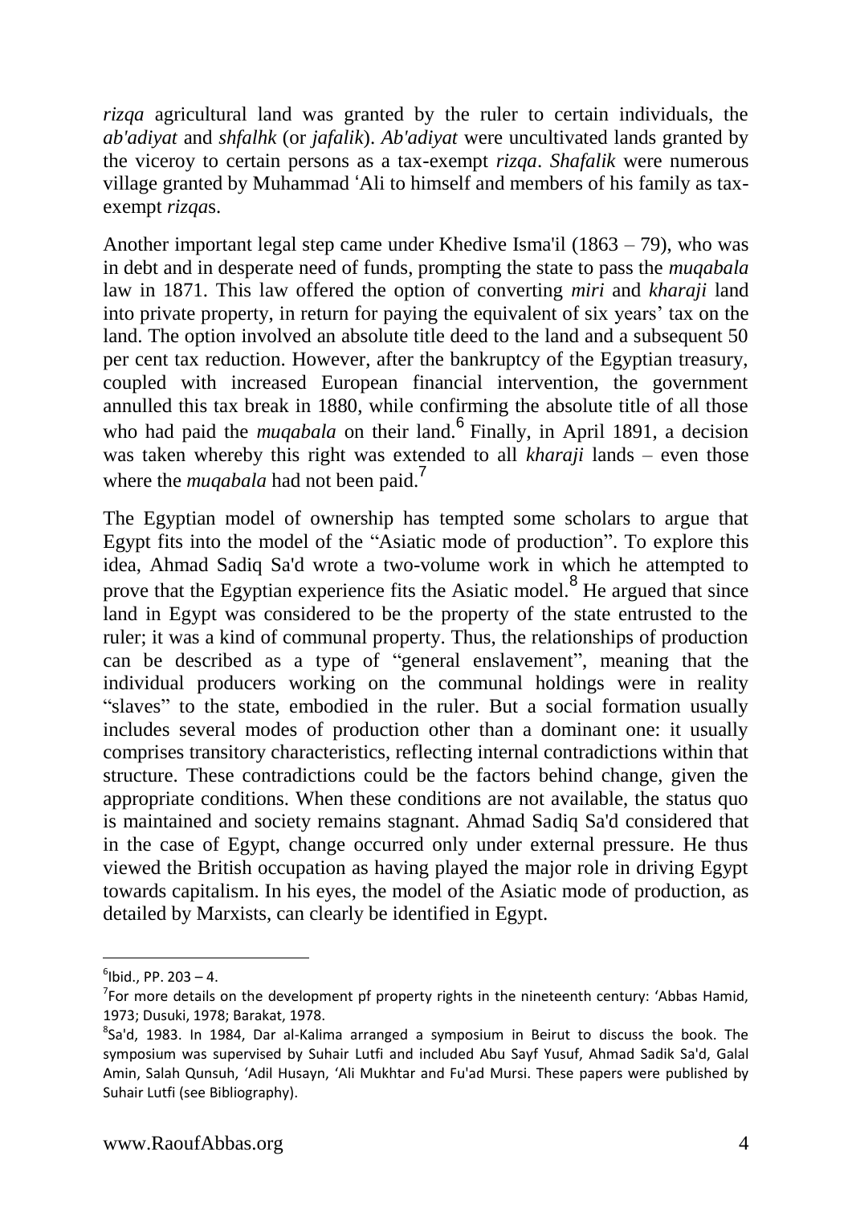*rizqa* agricultural land was granted by the ruler to certain individuals, the *ab'adiyat* and *shfalhk* (or *jafalik*). *Ab'adiyat* were uncultivated lands granted by the viceroy to certain persons as a tax-exempt *rizqa*. *Shafalik* were numerous village granted by Muhammad ʿAli to himself and members of his family as tax-exempt *rizqa*s.

Another important legal step came under Khedive Isma'il (1863 – 79), who was in debt and in desperate need of funds, prompting the state to pass the *muqabala* law in 1871. This law offered the option of converting *miri* and *kharaji* land into private property, in return for paying the equivalent of six years' tax on the land. The option involved an absolute title deed to the land and a subsequent 50 per cent tax reduction. However, after the bankruptcy of the Egyptian treasury, coupled with increased European financial intervention, the government annulled this tax break in 1880, while confirming the absolute title of all those who had paid the *muqabala* on their land.[6] Finally, in April 1891, a decision was taken whereby this right was extended to all *kharaji* lands – even those where the *muqabala* had not been paid.[7]

The Egyptian model of ownership has tempted some scholars to argue that Egypt fits into the model of the "Asiatic mode of production". To explore this idea, Ahmad Sadiq Sa'd wrote a two-volume work in which he attempted to prove that the Egyptian experience fits the Asiatic model.[8] He argued that since land in Egypt was considered to be the property of the state entrusted to the ruler; it was a kind of communal property. Thus, the relationships of production can be described as a type of "general enslavement", meaning that the individual producers working on the communal holdings were in reality "slaves" to the state, embodied in the ruler. But a social formation usually includes several modes of production other than a dominant one: it usually comprises transitory characteristics, reflecting internal contradictions within that structure. These contradictions could be the factors behind change, given the appropriate conditions. When these conditions are not available, the status quo is maintained and society remains stagnant. Ahmad Sadiq Sa'd considered that in the case of Egypt, change occurred only under external pressure. He thus viewed the British occupation as having played the major role in driving Egypt towards capitalism. In his eyes, the model of the Asiatic mode of production, as detailed by Marxists, can clearly be identified in Egypt.

---

[6] Ibid., PP. 203 – 4.

[7] For more details on the development pf property rights in the nineteenth century: 'Abbas Hamid, 1973; Dusuki, 1978; Barakat, 1978.

[8] Sa'd, 1983. In 1984, Dar al-Kalima arranged a symposium in Beirut to discuss the book. The symposium was supervised by Suhair Lutfi and included Abu Sayf Yusuf, Ahmad Sadik Sa'd, Galal Amin, Salah Qunsuh, 'Adil Husayn, 'Ali Mukhtar and Fu'ad Mursi. These papers were published by Suhair Lutfi (see Bibliography).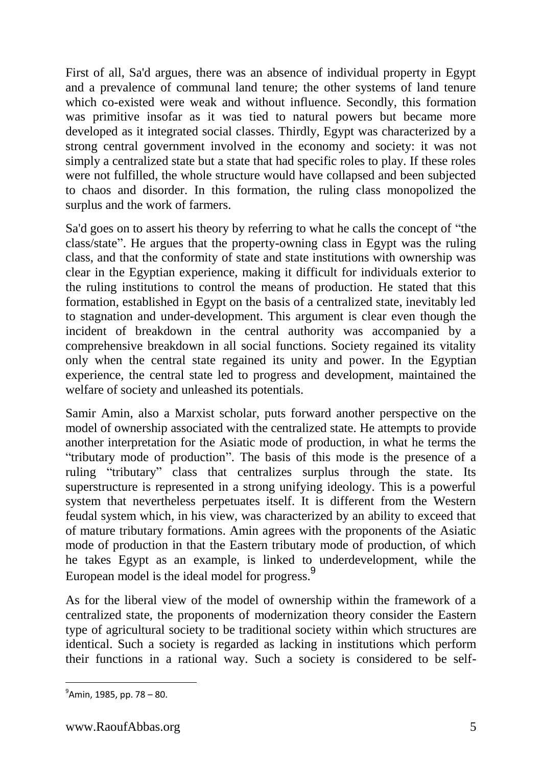First of all, Sa'd argues, there was an absence of individual property in Egypt and a prevalence of communal land tenure; the other systems of land tenure which co-existed were weak and without influence. Secondly, this formation was primitive insofar as it was tied to natural powers but became more developed as it integrated social classes. Thirdly, Egypt was characterized by a strong central government involved in the economy and society: it was not simply a centralized state but a state that had specific roles to play. If these roles were not fulfilled, the whole structure would have collapsed and been subjected to chaos and disorder. In this formation, the ruling class monopolized the surplus and the work of farmers.

Sa'd goes on to assert his theory by referring to what he calls the concept of "the class/state". He argues that the property-owning class in Egypt was the ruling class, and that the conformity of state and state institutions with ownership was clear in the Egyptian experience, making it difficult for individuals exterior to the ruling institutions to control the means of production. He stated that this formation, established in Egypt on the basis of a centralized state, inevitably led to stagnation and under-development. This argument is clear even though the incident of breakdown in the central authority was accompanied by a comprehensive breakdown in all social functions. Society regained its vitality only when the central state regained its unity and power. In the Egyptian experience, the central state led to progress and development, maintained the welfare of society and unleashed its potentials.

Samir Amin, also a Marxist scholar, puts forward another perspective on the model of ownership associated with the centralized state. He attempts to provide another interpretation for the Asiatic mode of production, in what he terms the "tributary mode of production". The basis of this mode is the presence of a ruling "tributary" class that centralizes surplus through the state. Its superstructure is represented in a strong unifying ideology. This is a powerful system that nevertheless perpetuates itself. It is different from the Western feudal system which, in his view, was characterized by an ability to exceed that of mature tributary formations. Amin agrees with the proponents of the Asiatic mode of production in that the Eastern tributary mode of production, of which he takes Egypt as an example, is linked to underdevelopment, while the European model is the ideal model for progress.[9]

As for the liberal view of the model of ownership within the framework of a centralized state, the proponents of modernization theory consider the Eastern type of agricultural society to be traditional society within which structures are identical. Such a society is regarded as lacking in institutions which perform their functions in a rational way. Such a society is considered to be self-

---

[9] Amin, 1985, pp. 78 – 80.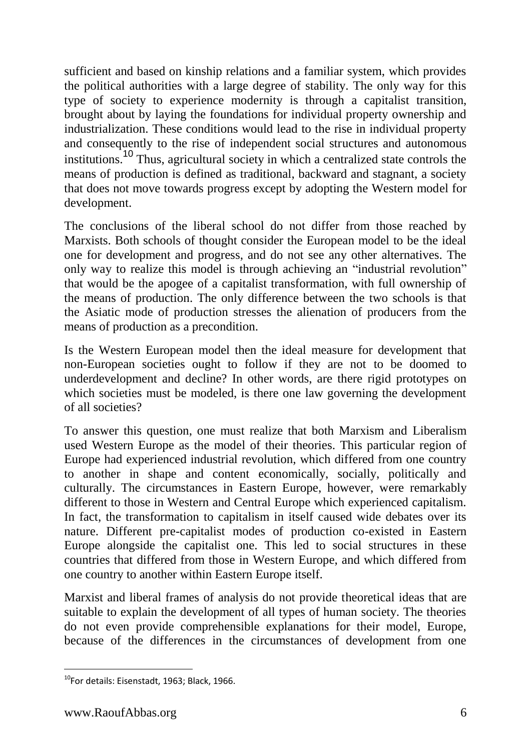sufficient and based on kinship relations and a familiar system, which provides the political authorities with a large degree of stability. The only way for this type of society to experience modernity is through a capitalist transition, brought about by laying the foundations for individual property ownership and industrialization. These conditions would lead to the rise in individual property and consequently to the rise of independent social structures and autonomous institutions.[10] Thus, agricultural society in which a centralized state controls the means of production is defined as traditional, backward and stagnant, a society that does not move towards progress except by adopting the Western model for development.

The conclusions of the liberal school do not differ from those reached by Marxists. Both schools of thought consider the European model to be the ideal one for development and progress, and do not see any other alternatives. The only way to realize this model is through achieving an "industrial revolution" that would be the apogee of a capitalist transformation, with full ownership of the means of production. The only difference between the two schools is that the Asiatic mode of production stresses the alienation of producers from the means of production as a precondition.

Is the Western European model then the ideal measure for development that non-European societies ought to follow if they are not to be doomed to underdevelopment and decline? In other words, are there rigid prototypes on which societies must be modeled, is there one law governing the development of all societies?

To answer this question, one must realize that both Marxism and Liberalism used Western Europe as the model of their theories. This particular region of Europe had experienced industrial revolution, which differed from one country to another in shape and content economically, socially, politically and culturally. The circumstances in Eastern Europe, however, were remarkably different to those in Western and Central Europe which experienced capitalism. In fact, the transformation to capitalism in itself caused wide debates over its nature. Different pre-capitalist modes of production co-existed in Eastern Europe alongside the capitalist one. This led to social structures in these countries that differed from those in Western Europe, and which differed from one country to another within Eastern Europe itself.

Marxist and liberal frames of analysis do not provide theoretical ideas that are suitable to explain the development of all types of human society. The theories do not even provide comprehensible explanations for their model, Europe, because of the differences in the circumstances of development from one

[10] For details: Eisenstadt, 1963; Black, 1966.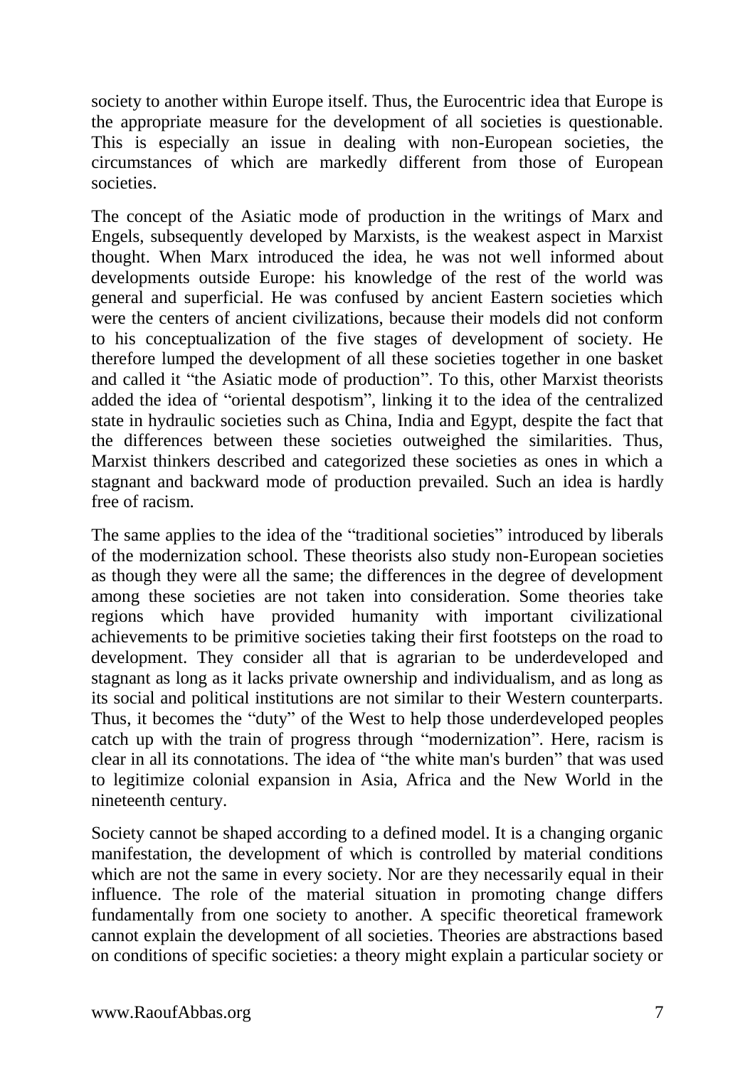society to another within Europe itself. Thus, the Eurocentric idea that Europe is the appropriate measure for the development of all societies is questionable. This is especially an issue in dealing with non-European societies, the circumstances of which are markedly different from those of European societies.

The concept of the Asiatic mode of production in the writings of Marx and Engels, subsequently developed by Marxists, is the weakest aspect in Marxist thought. When Marx introduced the idea, he was not well informed about developments outside Europe: his knowledge of the rest of the world was general and superficial. He was confused by ancient Eastern societies which were the centers of ancient civilizations, because their models did not conform to his conceptualization of the five stages of development of society. He therefore lumped the development of all these societies together in one basket and called it "the Asiatic mode of production". To this, other Marxist theorists added the idea of "oriental despotism", linking it to the idea of the centralized state in hydraulic societies such as China, India and Egypt, despite the fact that the differences between these societies outweighed the similarities. Thus, Marxist thinkers described and categorized these societies as ones in which a stagnant and backward mode of production prevailed. Such an idea is hardly free of racism.

The same applies to the idea of the "traditional societies" introduced by liberals of the modernization school. These theorists also study non-European societies as though they were all the same; the differences in the degree of development among these societies are not taken into consideration. Some theories take regions which have provided humanity with important civilizational achievements to be primitive societies taking their first footsteps on the road to development. They consider all that is agrarian to be underdeveloped and stagnant as long as it lacks private ownership and individualism, and as long as its social and political institutions are not similar to their Western counterparts. Thus, it becomes the "duty" of the West to help those underdeveloped peoples catch up with the train of progress through "modernization". Here, racism is clear in all its connotations. The idea of "the white man's burden" that was used to legitimize colonial expansion in Asia, Africa and the New World in the nineteenth century.

Society cannot be shaped according to a defined model. It is a changing organic manifestation, the development of which is controlled by material conditions which are not the same in every society. Nor are they necessarily equal in their influence. The role of the material situation in promoting change differs fundamentally from one society to another. A specific theoretical framework cannot explain the development of all societies. Theories are abstractions based on conditions of specific societies: a theory might explain a particular society or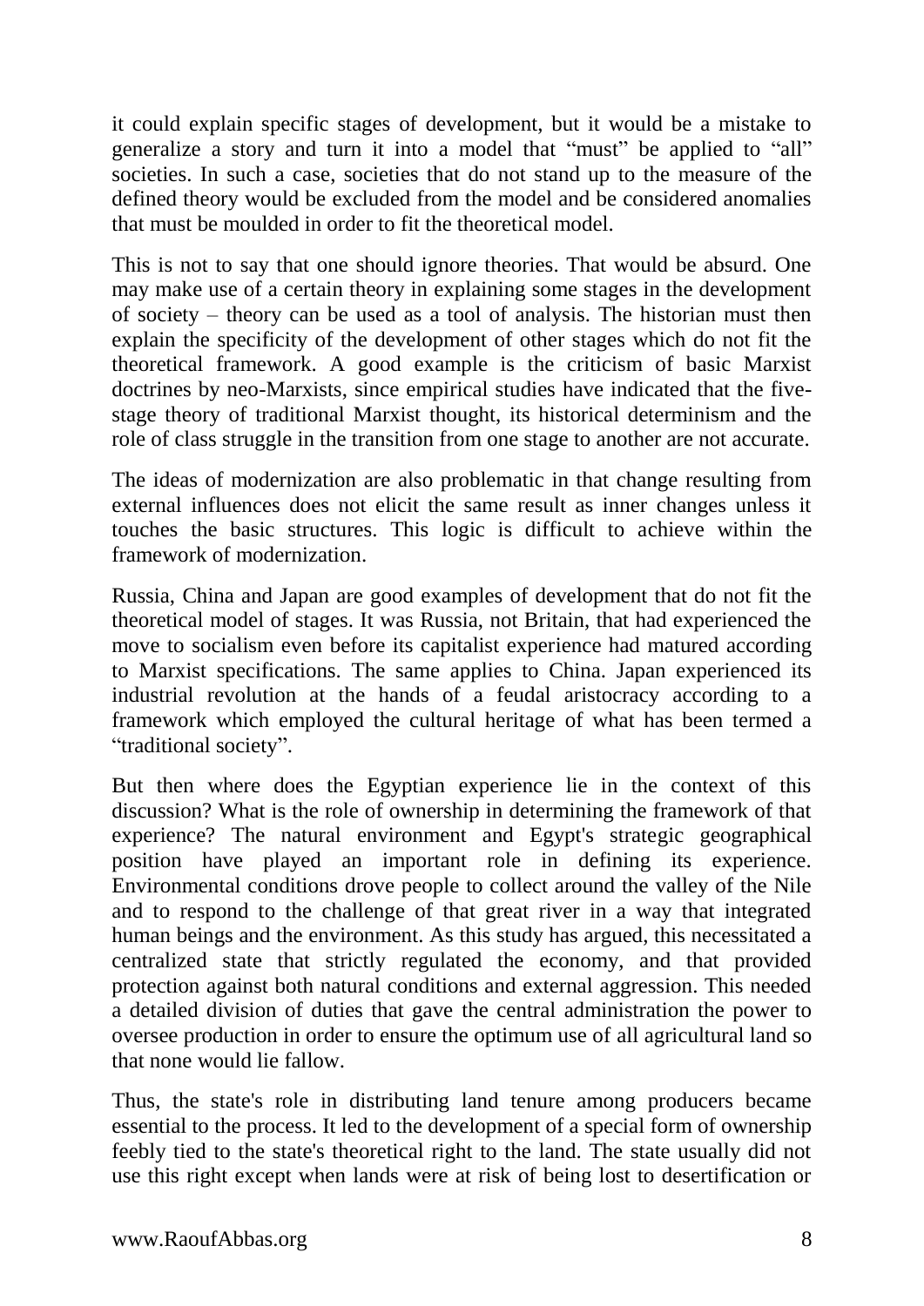it could explain specific stages of development, but it would be a mistake to generalize a story and turn it into a model that "must" be applied to "all" societies. In such a case, societies that do not stand up to the measure of the defined theory would be excluded from the model and be considered anomalies that must be moulded in order to fit the theoretical model.

This is not to say that one should ignore theories. That would be absurd. One may make use of a certain theory in explaining some stages in the development of society – theory can be used as a tool of analysis. The historian must then explain the specificity of the development of other stages which do not fit the theoretical framework. A good example is the criticism of basic Marxist doctrines by neo-Marxists, since empirical studies have indicated that the five-stage theory of traditional Marxist thought, its historical determinism and the role of class struggle in the transition from one stage to another are not accurate.

The ideas of modernization are also problematic in that change resulting from external influences does not elicit the same result as inner changes unless it touches the basic structures. This logic is difficult to achieve within the framework of modernization.

Russia, China and Japan are good examples of development that do not fit the theoretical model of stages. It was Russia, not Britain, that had experienced the move to socialism even before its capitalist experience had matured according to Marxist specifications. The same applies to China. Japan experienced its industrial revolution at the hands of a feudal aristocracy according to a framework which employed the cultural heritage of what has been termed a "traditional society".

But then where does the Egyptian experience lie in the context of this discussion? What is the role of ownership in determining the framework of that experience? The natural environment and Egypt's strategic geographical position have played an important role in defining its experience. Environmental conditions drove people to collect around the valley of the Nile and to respond to the challenge of that great river in a way that integrated human beings and the environment. As this study has argued, this necessitated a centralized state that strictly regulated the economy, and that provided protection against both natural conditions and external aggression. This needed a detailed division of duties that gave the central administration the power to oversee production in order to ensure the optimum use of all agricultural land so that none would lie fallow.

Thus, the state's role in distributing land tenure among producers became essential to the process. It led to the development of a special form of ownership feebly tied to the state's theoretical right to the land. The state usually did not use this right except when lands were at risk of being lost to desertification or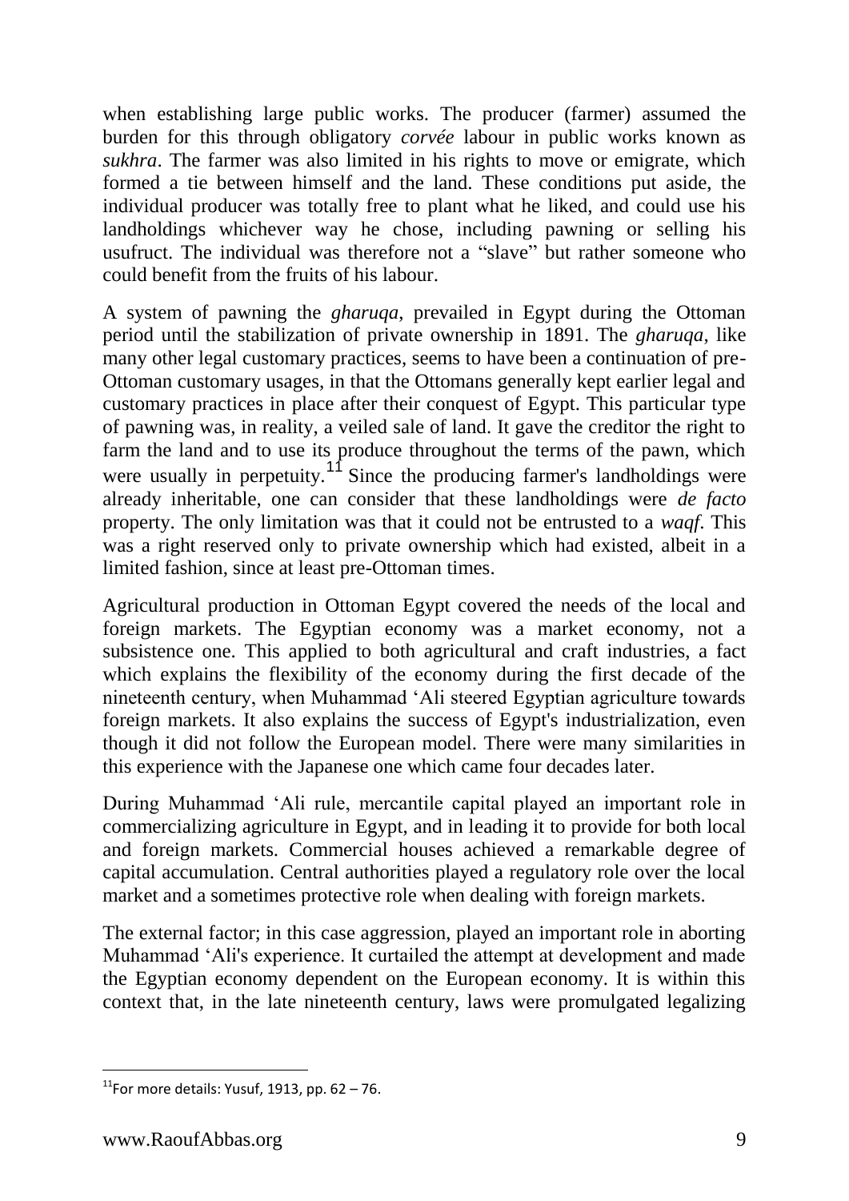when establishing large public works. The producer (farmer) assumed the burden for this through obligatory *corvée* labour in public works known as *sukhra*. The farmer was also limited in his rights to move or emigrate, which formed a tie between himself and the land. These conditions put aside, the individual producer was totally free to plant what he liked, and could use his landholdings whichever way he chose, including pawning or selling his usufruct. The individual was therefore not a "slave" but rather someone who could benefit from the fruits of his labour.

A system of pawning the *gharuqa*, prevailed in Egypt during the Ottoman period until the stabilization of private ownership in 1891. The *gharuqa*, like many other legal customary practices, seems to have been a continuation of pre-Ottoman customary usages, in that the Ottomans generally kept earlier legal and customary practices in place after their conquest of Egypt. This particular type of pawning was, in reality, a veiled sale of land. It gave the creditor the right to farm the land and to use its produce throughout the terms of the pawn, which were usually in perpetuity.[11] Since the producing farmer's landholdings were already inheritable, one can consider that these landholdings were *de facto* property. The only limitation was that it could not be entrusted to a *waqf*. This was a right reserved only to private ownership which had existed, albeit in a limited fashion, since at least pre-Ottoman times.

Agricultural production in Ottoman Egypt covered the needs of the local and foreign markets. The Egyptian economy was a market economy, not a subsistence one. This applied to both agricultural and craft industries, a fact which explains the flexibility of the economy during the first decade of the nineteenth century, when Muhammad 'Ali steered Egyptian agriculture towards foreign markets. It also explains the success of Egypt's industrialization, even though it did not follow the European model. There were many similarities in this experience with the Japanese one which came four decades later.

During Muhammad 'Ali rule, mercantile capital played an important role in commercializing agriculture in Egypt, and in leading it to provide for both local and foreign markets. Commercial houses achieved a remarkable degree of capital accumulation. Central authorities played a regulatory role over the local market and a sometimes protective role when dealing with foreign markets.

The external factor; in this case aggression, played an important role in aborting Muhammad 'Ali's experience. It curtailed the attempt at development and made the Egyptian economy dependent on the European economy. It is within this context that, in the late nineteenth century, laws were promulgated legalizing

---

[11] For more details: Yusuf, 1913, pp. 62 – 76.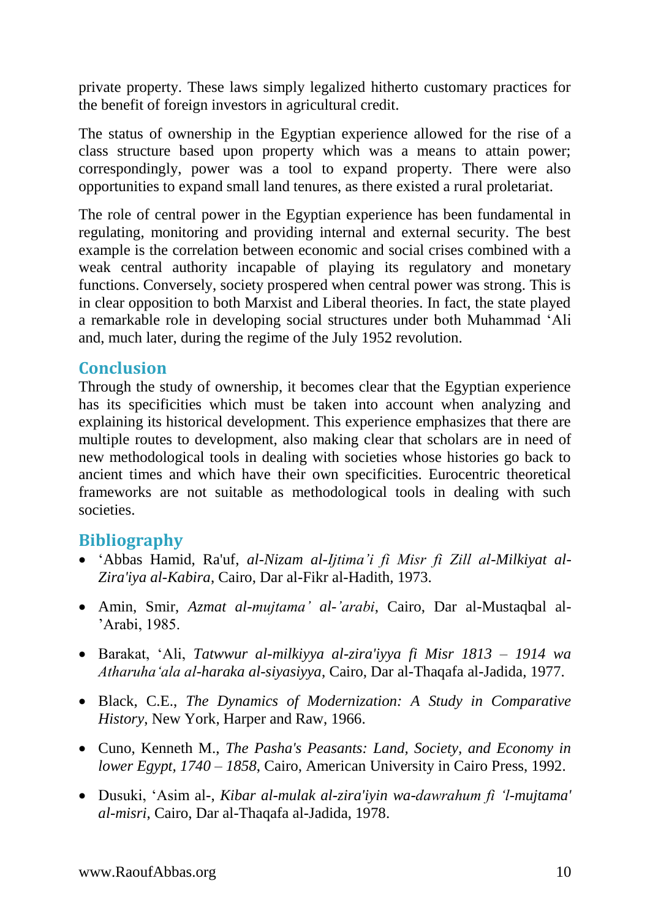private property. These laws simply legalized hitherto customary practices for the benefit of foreign investors in agricultural credit.

The status of ownership in the Egyptian experience allowed for the rise of a class structure based upon property which was a means to attain power; correspondingly, power was a tool to expand property. There were also opportunities to expand small land tenures, as there existed a rural proletariat.

The role of central power in the Egyptian experience has been fundamental in regulating, monitoring and providing internal and external security. The best example is the correlation between economic and social crises combined with a weak central authority incapable of playing its regulatory and monetary functions. Conversely, society prospered when central power was strong. This is in clear opposition to both Marxist and Liberal theories. In fact, the state played a remarkable role in developing social structures under both Muhammad ‘Ali and, much later, during the regime of the July 1952 revolution.

## Conclusion

Through the study of ownership, it becomes clear that the Egyptian experience has its specificities which must be taken into account when analyzing and explaining its historical development. This experience emphasizes that there are multiple routes to development, also making clear that scholars are in need of new methodological tools in dealing with societies whose histories go back to ancient times and which have their own specificities. Eurocentric theoretical frameworks are not suitable as methodological tools in dealing with such societies.

## Bibliography

- ‘Abbas Hamid, Ra'uf, *al-Nizam al-Ijtima’i fi Misr fi Zill al-Milkiyat al-Zira'iya al-Kabira*, Cairo, Dar al-Fikr al-Hadith, 1973.
- Amin, Smir, *Azmat al-mujtama’ al-’arabi*, Cairo, Dar al-Mustaqbal al-’Arabi, 1985.
- Barakat, ‘Ali, *Tatwwur al-milkiyya al-zira'iyya fi Misr 1813 – 1914 wa Atharuha‘ala al-haraka al-siyasiyya*, Cairo, Dar al-Thaqafa al-Jadida, 1977.
- Black, C.E., *The Dynamics of Modernization: A Study in Comparative History*, New York, Harper and Raw, 1966.
- Cuno, Kenneth M., *The Pasha's Peasants: Land, Society, and Economy in lower Egypt, 1740 – 1858*, Cairo, American University in Cairo Press, 1992.
- Dusuki, ‘Asim al-, *Kibar al-mulak al-zira'iyin wa-dawrahum fi ‘l-mujtama' al-misri*, Cairo, Dar al-Thaqafa al-Jadida, 1978.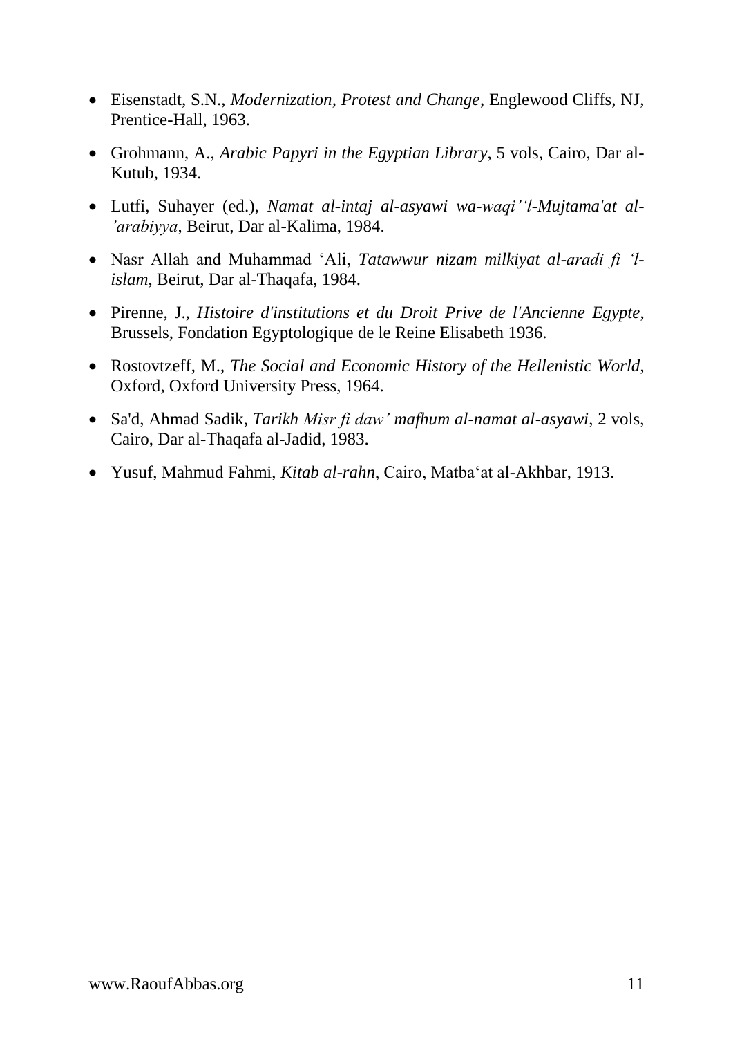- Eisenstadt, S.N., *Modernization, Protest and Change*, Englewood Cliffs, NJ, Prentice-Hall, 1963.
- Grohmann, A., *Arabic Papyri in the Egyptian Library*, 5 vols, Cairo, Dar al-Kutub, 1934.
- Lutfi, Suhayer (ed.), *Namat al-intaj al-asyawi wa-waqi'ʻl-Mujtama'at al-'arabiyya*, Beirut, Dar al-Kalima, 1984.
- Nasr Allah and Muhammad ʻAli, *Tatawwur nizam milkiyat al-aradi fi ʻl-islam*, Beirut, Dar al-Thaqafa, 1984.
- Pirenne, J., *Histoire d'institutions et du Droit Prive de l'Ancienne Egypte*, Brussels, Fondation Egyptologique de le Reine Elisabeth 1936.
- Rostovtzeff, M., *The Social and Economic History of the Hellenistic World*, Oxford, Oxford University Press, 1964.
- Sa'd, Ahmad Sadik, *Tarikh Misr fi daw' mafhum al-namat al-asyawi*, 2 vols, Cairo, Dar al-Thaqafa al-Jadid, 1983.
- Yusuf, Mahmud Fahmi, *Kitab al-rahn*, Cairo, Matbaʻat al-Akhbar, 1913.